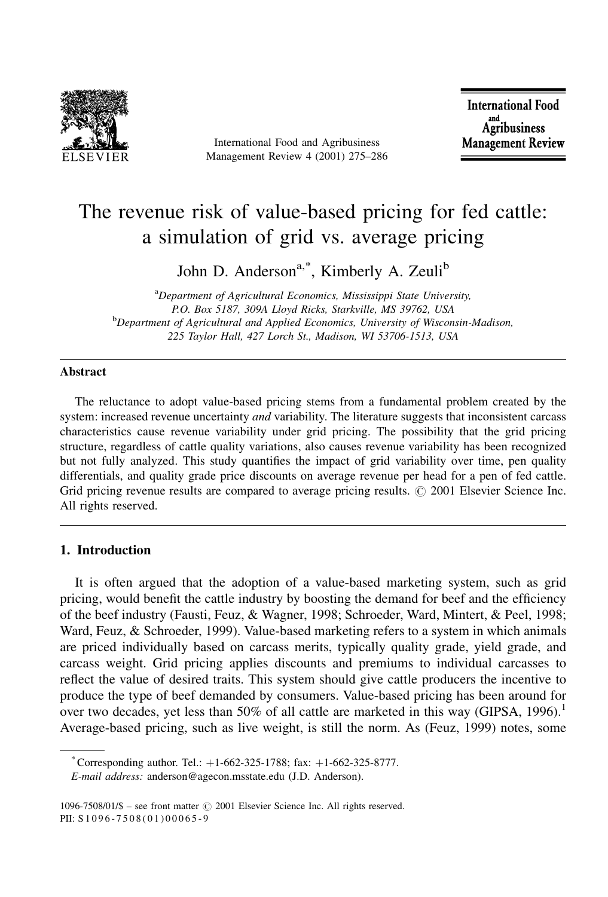# The revenue risk of value-based pricing for fed cattle: a simulation of grid vs. average pricing

John D. Anderson[a,*], Kimberly A. Zeuli[b]

[a]Department of Agricultural Economics, Mississippi State University, P.O. Box 5187, 309A Lloyd Ricks, Starkville, MS 39762, USA

[b]Department of Agricultural and Applied Economics, University of Wisconsin-Madison, 225 Taylor Hall, 427 Lorch St., Madison, WI 53706-1513, USA

## Abstract

The reluctance to adopt value-based pricing stems from a fundamental problem created by the system: increased revenue uncertainty *and* variability. The literature suggests that inconsistent carcass characteristics cause revenue variability under grid pricing. The possibility that the grid pricing structure, regardless of cattle quality variations, also causes revenue variability has been recognized but not fully analyzed. This study quantifies the impact of grid variability over time, pen quality differentials, and quality grade price discounts on average revenue per head for a pen of fed cattle. Grid pricing revenue results are compared to average pricing results. © 2001 Elsevier Science Inc. All rights reserved.

## 1. Introduction

It is often argued that the adoption of a value-based marketing system, such as grid pricing, would benefit the cattle industry by boosting the demand for beef and the efficiency of the beef industry (Fausti, Feuz, & Wagner, 1998; Schroeder, Ward, Mintert, & Peel, 1998; Ward, Feuz, & Schroeder, 1999). Value-based marketing refers to a system in which animals are priced individually based on carcass merits, typically quality grade, yield grade, and carcass weight. Grid pricing applies discounts and premiums to individual carcasses to reflect the value of desired traits. This system should give cattle producers the incentive to produce the type of beef demanded by consumers. Value-based pricing has been around for over two decades, yet less than 50% of all cattle are marketed in this way (GIPSA, 1996).[1] Average-based pricing, such as live weight, is still the norm. As (Feuz, 1999) notes, some

---

[*] Corresponding author. Tel.: +1-662-325-1788; fax: +1-662-325-8777.

*E-mail address:* anderson@agecon.msstate.edu (J.D. Anderson).

1096-7508/01/$ – see front matter © 2001 Elsevier Science Inc. All rights reserved.
PII: S1096-7508(01)00065-9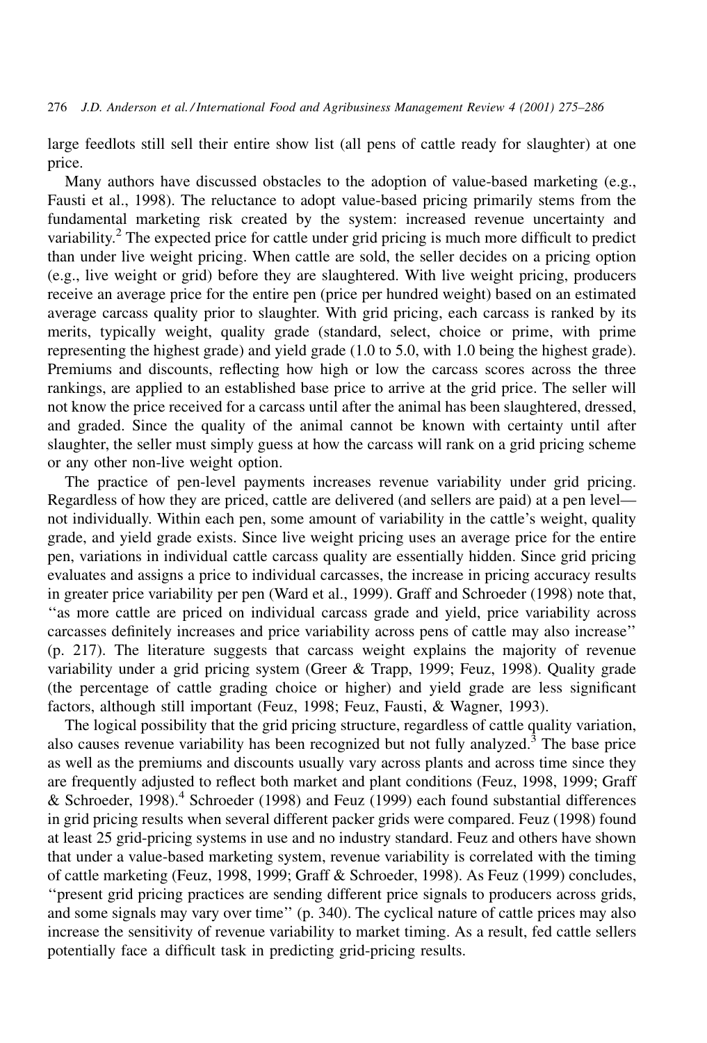large feedlots still sell their entire show list (all pens of cattle ready for slaughter) at one price.

Many authors have discussed obstacles to the adoption of value-based marketing (e.g., Fausti et al., 1998). The reluctance to adopt value-based pricing primarily stems from the fundamental marketing risk created by the system: increased revenue uncertainty and variability.[2] The expected price for cattle under grid pricing is much more difficult to predict than under live weight pricing. When cattle are sold, the seller decides on a pricing option (e.g., live weight or grid) before they are slaughtered. With live weight pricing, producers receive an average price for the entire pen (price per hundred weight) based on an estimated average carcass quality prior to slaughter. With grid pricing, each carcass is ranked by its merits, typically weight, quality grade (standard, select, choice or prime, with prime representing the highest grade) and yield grade (1.0 to 5.0, with 1.0 being the highest grade). Premiums and discounts, reflecting how high or low the carcass scores across the three rankings, are applied to an established base price to arrive at the grid price. The seller will not know the price received for a carcass until after the animal has been slaughtered, dressed, and graded. Since the quality of the animal cannot be known with certainty until after slaughter, the seller must simply guess at how the carcass will rank on a grid pricing scheme or any other non-live weight option.

The practice of pen-level payments increases revenue variability under grid pricing. Regardless of how they are priced, cattle are delivered (and sellers are paid) at a pen level—not individually. Within each pen, some amount of variability in the cattle's weight, quality grade, and yield grade exists. Since live weight pricing uses an average price for the entire pen, variations in individual cattle carcass quality are essentially hidden. Since grid pricing evaluates and assigns a price to individual carcasses, the increase in pricing accuracy results in greater price variability per pen (Ward et al., 1999). Graff and Schroeder (1998) note that, "as more cattle are priced on individual carcass grade and yield, price variability across carcasses definitely increases and price variability across pens of cattle may also increase" (p. 217). The literature suggests that carcass weight explains the majority of revenue variability under a grid pricing system (Greer & Trapp, 1999; Feuz, 1998). Quality grade (the percentage of cattle grading choice or higher) and yield grade are less significant factors, although still important (Feuz, 1998; Feuz, Fausti, & Wagner, 1993).

The logical possibility that the grid pricing structure, regardless of cattle quality variation, also causes revenue variability has been recognized but not fully analyzed.[3] The base price as well as the premiums and discounts usually vary across plants and across time since they are frequently adjusted to reflect both market and plant conditions (Feuz, 1998, 1999; Graff & Schroeder, 1998).[4] Schroeder (1998) and Feuz (1999) each found substantial differences in grid pricing results when several different packer grids were compared. Feuz (1998) found at least 25 grid-pricing systems in use and no industry standard. Feuz and others have shown that under a value-based marketing system, revenue variability is correlated with the timing of cattle marketing (Feuz, 1998, 1999; Graff & Schroeder, 1998). As Feuz (1999) concludes, "present grid pricing practices are sending different price signals to producers across grids, and some signals may vary over time" (p. 340). The cyclical nature of cattle prices may also increase the sensitivity of revenue variability to market timing. As a result, fed cattle sellers potentially face a difficult task in predicting grid-pricing results.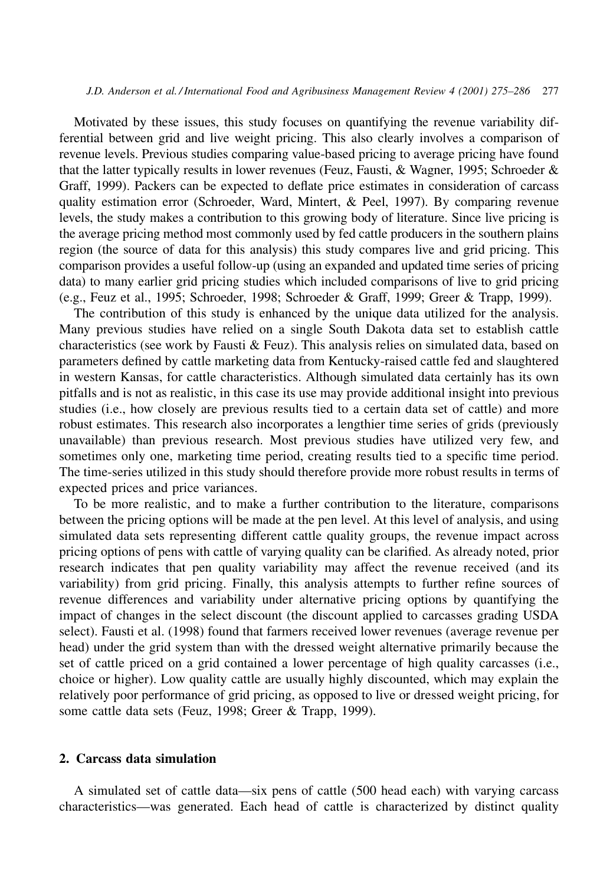Motivated by these issues, this study focuses on quantifying the revenue variability differential between grid and live weight pricing. This also clearly involves a comparison of revenue levels. Previous studies comparing value-based pricing to average pricing have found that the latter typically results in lower revenues (Feuz, Fausti, & Wagner, 1995; Schroeder & Graff, 1999). Packers can be expected to deflate price estimates in consideration of carcass quality estimation error (Schroeder, Ward, Mintert, & Peel, 1997). By comparing revenue levels, the study makes a contribution to this growing body of literature. Since live pricing is the average pricing method most commonly used by fed cattle producers in the southern plains region (the source of data for this analysis) this study compares live and grid pricing. This comparison provides a useful follow-up (using an expanded and updated time series of pricing data) to many earlier grid pricing studies which included comparisons of live to grid pricing (e.g., Feuz et al., 1995; Schroeder, 1998; Schroeder & Graff, 1999; Greer & Trapp, 1999).

The contribution of this study is enhanced by the unique data utilized for the analysis. Many previous studies have relied on a single South Dakota data set to establish cattle characteristics (see work by Fausti & Feuz). This analysis relies on simulated data, based on parameters defined by cattle marketing data from Kentucky-raised cattle fed and slaughtered in western Kansas, for cattle characteristics. Although simulated data certainly has its own pitfalls and is not as realistic, in this case its use may provide additional insight into previous studies (i.e., how closely are previous results tied to a certain data set of cattle) and more robust estimates. This research also incorporates a lengthier time series of grids (previously unavailable) than previous research. Most previous studies have utilized very few, and sometimes only one, marketing time period, creating results tied to a specific time period. The time-series utilized in this study should therefore provide more robust results in terms of expected prices and price variances.

To be more realistic, and to make a further contribution to the literature, comparisons between the pricing options will be made at the pen level. At this level of analysis, and using simulated data sets representing different cattle quality groups, the revenue impact across pricing options of pens with cattle of varying quality can be clarified. As already noted, prior research indicates that pen quality variability may affect the revenue received (and its variability) from grid pricing. Finally, this analysis attempts to further refine sources of revenue differences and variability under alternative pricing options by quantifying the impact of changes in the select discount (the discount applied to carcasses grading USDA select). Fausti et al. (1998) found that farmers received lower revenues (average revenue per head) under the grid system than with the dressed weight alternative primarily because the set of cattle priced on a grid contained a lower percentage of high quality carcasses (i.e., choice or higher). Low quality cattle are usually highly discounted, which may explain the relatively poor performance of grid pricing, as opposed to live or dressed weight pricing, for some cattle data sets (Feuz, 1998; Greer & Trapp, 1999).

## 2. Carcass data simulation

A simulated set of cattle data—six pens of cattle (500 head each) with varying carcass characteristics—was generated. Each head of cattle is characterized by distinct quality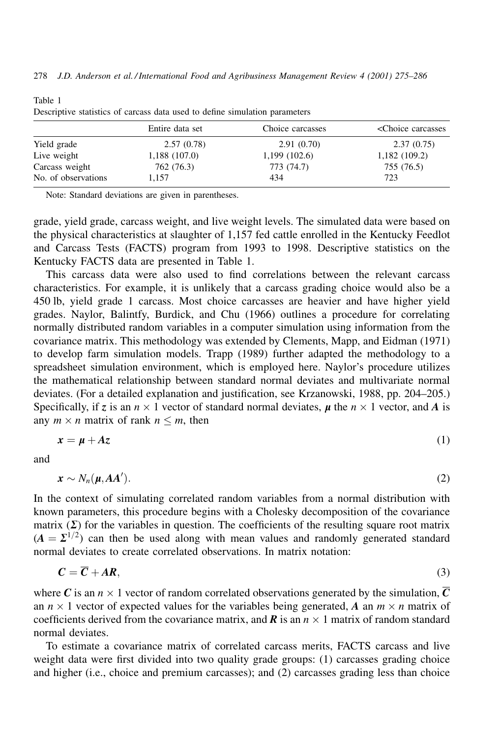Table 1
Descriptive statistics of carcass data used to define simulation parameters

| | Entire data set | Choice carcasses | <Choice carcasses |
|---|---|---|---|
| Yield grade | 2.57 (0.78) | 2.91 (0.70) | 2.37 (0.75) |
| Live weight | 1,188 (107.0) | 1,199 (102.6) | 1,182 (109.2) |
| Carcass weight | 762 (76.3) | 773 (74.7) | 755 (76.5) |
| No. of observations | 1,157 | 434 | 723 |

Note: Standard deviations are given in parentheses.

grade, yield grade, carcass weight, and live weight levels. The simulated data were based on the physical characteristics at slaughter of 1,157 fed cattle enrolled in the Kentucky Feedlot and Carcass Tests (FACTS) program from 1993 to 1998. Descriptive statistics on the Kentucky FACTS data are presented in Table 1.

This carcass data were also used to find correlations between the relevant carcass characteristics. For example, it is unlikely that a carcass grading choice would also be a 450 lb, yield grade 1 carcass. Most choice carcasses are heavier and have higher yield grades. Naylor, Balintfy, Burdick, and Chu (1966) outlines a procedure for correlating normally distributed random variables in a computer simulation using information from the covariance matrix. This methodology was extended by Clements, Mapp, and Eidman (1971) to develop farm simulation models. Trapp (1989) further adapted the methodology to a spreadsheet simulation environment, which is employed here. Naylor's procedure utilizes the mathematical relationship between standard normal deviates and multivariate normal deviates. (For a detailed explanation and justification, see Krzanowski, 1988, pp. 204–205.) Specifically, if $\boldsymbol{z}$ is an $n \times 1$ vector of standard normal deviates, $\boldsymbol{\mu}$ the $n \times 1$ vector, and $\boldsymbol{A}$ is any $m \times n$ matrix of rank $n \leq m$, then

$$\boldsymbol{x} = \boldsymbol{\mu} + \boldsymbol{A}\boldsymbol{z} \tag{1}$$

and

$$\boldsymbol{x} \sim N_n(\boldsymbol{\mu}, \boldsymbol{A}\boldsymbol{A}'). \tag{2}$$

In the context of simulating correlated random variables from a normal distribution with known parameters, this procedure begins with a Cholesky decomposition of the covariance matrix ($\boldsymbol{\Sigma}$) for the variables in question. The coefficients of the resulting square root matrix ($\boldsymbol{A} = \boldsymbol{\Sigma}^{1/2}$) can then be used along with mean values and randomly generated standard normal deviates to create correlated observations. In matrix notation:

$$\boldsymbol{C} = \overline{\boldsymbol{C}} + \boldsymbol{A}\boldsymbol{R}, \tag{3}$$

where $\boldsymbol{C}$ is an $n \times 1$ vector of random correlated observations generated by the simulation, $\overline{\boldsymbol{C}}$ an $n \times 1$ vector of expected values for the variables being generated, $\boldsymbol{A}$ an $m \times n$ matrix of coefficients derived from the covariance matrix, and $\boldsymbol{R}$ is an $n \times 1$ matrix of random standard normal deviates.

To estimate a covariance matrix of correlated carcass merits, FACTS carcass and live weight data were first divided into two quality grade groups: (1) carcasses grading choice and higher (i.e., choice and premium carcasses); and (2) carcasses grading less than choice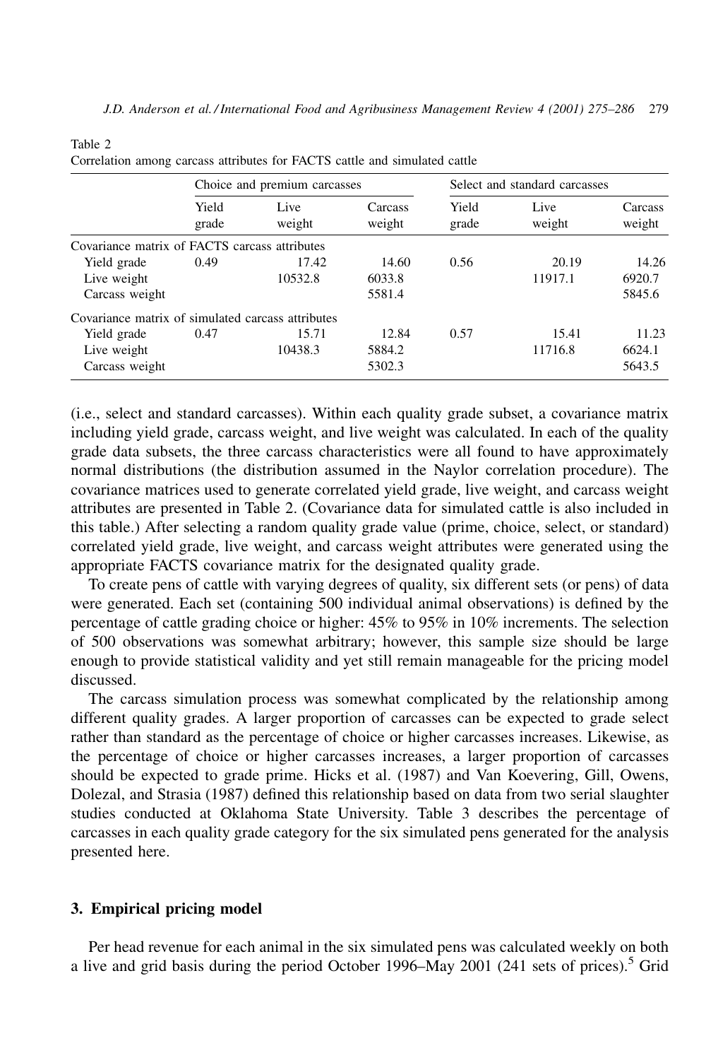Table 2
Correlation among carcass attributes for FACTS cattle and simulated cattle

| | Choice and premium carcasses | | | Select and standard carcasses | | |
|---|---|---|---|---|---|---|
| | Yield grade | Live weight | Carcass weight | Yield grade | Live weight | Carcass weight |
| Covariance matrix of FACTS carcass attributes | | | | | | |
| Yield grade | 0.49 | 17.42 | 14.60 | 0.56 | 20.19 | 14.26 |
| Live weight | | 10532.8 | 6033.8 | | 11917.1 | 6920.7 |
| Carcass weight | | | 5581.4 | | | 5845.6 |
| Covariance matrix of simulated carcass attributes | | | | | | |
| Yield grade | 0.47 | 15.71 | 12.84 | 0.57 | 15.41 | 11.23 |
| Live weight | | 10438.3 | 5884.2 | | 11716.8 | 6624.1 |
| Carcass weight | | | 5302.3 | | | 5643.5 |

(i.e., select and standard carcasses). Within each quality grade subset, a covariance matrix including yield grade, carcass weight, and live weight was calculated. In each of the quality grade data subsets, the three carcass characteristics were all found to have approximately normal distributions (the distribution assumed in the Naylor correlation procedure). The covariance matrices used to generate correlated yield grade, live weight, and carcass weight attributes are presented in Table 2. (Covariance data for simulated cattle is also included in this table.) After selecting a random quality grade value (prime, choice, select, or standard) correlated yield grade, live weight, and carcass weight attributes were generated using the appropriate FACTS covariance matrix for the designated quality grade.

To create pens of cattle with varying degrees of quality, six different sets (or pens) of data were generated. Each set (containing 500 individual animal observations) is defined by the percentage of cattle grading choice or higher: 45% to 95% in 10% increments. The selection of 500 observations was somewhat arbitrary; however, this sample size should be large enough to provide statistical validity and yet still remain manageable for the pricing model discussed.

The carcass simulation process was somewhat complicated by the relationship among different quality grades. A larger proportion of carcasses can be expected to grade select rather than standard as the percentage of choice or higher carcasses increases. Likewise, as the percentage of choice or higher carcasses increases, a larger proportion of carcasses should be expected to grade prime. Hicks et al. (1987) and Van Koevering, Gill, Owens, Dolezal, and Strasia (1987) defined this relationship based on data from two serial slaughter studies conducted at Oklahoma State University. Table 3 describes the percentage of carcasses in each quality grade category for the six simulated pens generated for the analysis presented here.

## 3. Empirical pricing model

Per head revenue for each animal in the six simulated pens was calculated weekly on both a live and grid basis during the period October 1996–May 2001 (241 sets of prices).[5] Grid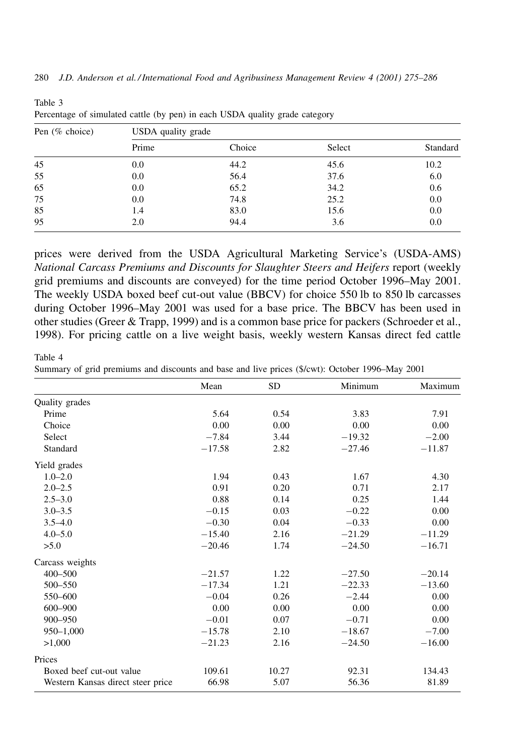Table 3
Percentage of simulated cattle (by pen) in each USDA quality grade category

| Pen (% choice) | USDA quality grade | | | |
|---|---|---|---|---|
| | Prime | Choice | Select | Standard |
| 45 | 0.0 | 44.2 | 45.6 | 10.2 |
| 55 | 0.0 | 56.4 | 37.6 | 6.0 |
| 65 | 0.0 | 65.2 | 34.2 | 0.6 |
| 75 | 0.0 | 74.8 | 25.2 | 0.0 |
| 85 | 1.4 | 83.0 | 15.6 | 0.0 |
| 95 | 2.0 | 94.4 | 3.6 | 0.0 |

prices were derived from the USDA Agricultural Marketing Service's (USDA-AMS) *National Carcass Premiums and Discounts for Slaughter Steers and Heifers* report (weekly grid premiums and discounts are conveyed) for the time period October 1996–May 2001. The weekly USDA boxed beef cut-out value (BBCV) for choice 550 lb to 850 lb carcasses during October 1996–May 2001 was used for a base price. The BBCV has been used in other studies (Greer & Trapp, 1999) and is a common base price for packers (Schroeder et al., 1998). For pricing cattle on a live weight basis, weekly western Kansas direct fed cattle

Table 4
Summary of grid premiums and discounts and base and live prices ($/cwt): October 1996–May 2001

| | Mean | SD | Minimum | Maximum |
|---|---|---|---|---|
| Quality grades | | | | |
| Prime | 5.64 | 0.54 | 3.83 | 7.91 |
| Choice | 0.00 | 0.00 | 0.00 | 0.00 |
| Select | −7.84 | 3.44 | −19.32 | −2.00 |
| Standard | −17.58 | 2.82 | −27.46 | −11.87 |
| Yield grades | | | | |
| 1.0–2.0 | 1.94 | 0.43 | 1.67 | 4.30 |
| 2.0–2.5 | 0.91 | 0.20 | 0.71 | 2.17 |
| 2.5–3.0 | 0.88 | 0.14 | 0.25 | 1.44 |
| 3.0–3.5 | −0.15 | 0.03 | −0.22 | 0.00 |
| 3.5–4.0 | −0.30 | 0.04 | −0.33 | 0.00 |
| 4.0–5.0 | −15.40 | 2.16 | −21.29 | −11.29 |
| >5.0 | −20.46 | 1.74 | −24.50 | −16.71 |
| Carcass weights | | | | |
| 400–500 | −21.57 | 1.22 | −27.50 | −20.14 |
| 500–550 | −17.34 | 1.21 | −22.33 | −13.60 |
| 550–600 | −0.04 | 0.26 | −2.44 | 0.00 |
| 600–900 | 0.00 | 0.00 | 0.00 | 0.00 |
| 900–950 | −0.01 | 0.07 | −0.71 | 0.00 |
| 950–1,000 | −15.78 | 2.10 | −18.67 | −7.00 |
| >1,000 | −21.23 | 2.16 | −24.50 | −16.00 |
| Prices | | | | |
| Boxed beef cut-out value | 109.61 | 10.27 | 92.31 | 134.43 |
| Western Kansas direct steer price | 66.98 | 5.07 | 56.36 | 81.89 |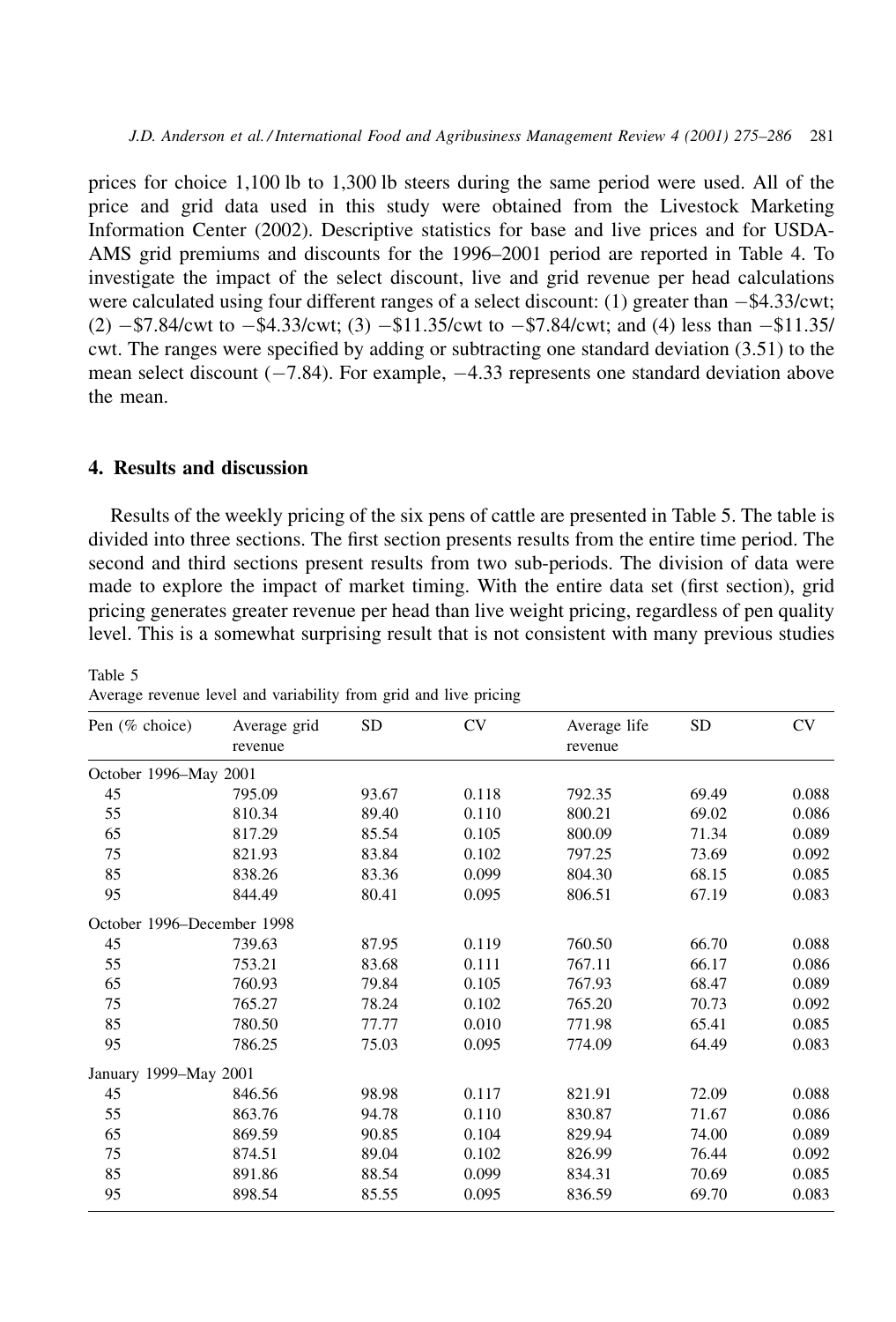prices for choice 1,100 lb to 1,300 lb steers during the same period were used. All of the price and grid data used in this study were obtained from the Livestock Marketing Information Center (2002). Descriptive statistics for base and live prices and for USDA-AMS grid premiums and discounts for the 1996–2001 period are reported in Table 4. To investigate the impact of the select discount, live and grid revenue per head calculations were calculated using four different ranges of a select discount: (1) greater than −\$4.33/cwt; (2) −\$7.84/cwt to −\$4.33/cwt; (3) −\$11.35/cwt to −\$7.84/cwt; and (4) less than −\$11.35/cwt. The ranges were specified by adding or subtracting one standard deviation (3.51) to the mean select discount (−7.84). For example, −4.33 represents one standard deviation above the mean.

## 4. Results and discussion

Results of the weekly pricing of the six pens of cattle are presented in Table 5. The table is divided into three sections. The first section presents results from the entire time period. The second and third sections present results from two sub-periods. The division of data were made to explore the impact of market timing. With the entire data set (first section), grid pricing generates greater revenue per head than live weight pricing, regardless of pen quality level. This is a somewhat surprising result that is not consistent with many previous studies

Table 5
Average revenue level and variability from grid and live pricing

| Pen (% choice) | Average grid revenue | SD | CV | Average life revenue | SD | CV |
|---|---|---|---|---|---|---|
| October 1996–May 2001 | | | | | | |
| 45 | 795.09 | 93.67 | 0.118 | 792.35 | 69.49 | 0.088 |
| 55 | 810.34 | 89.40 | 0.110 | 800.21 | 69.02 | 0.086 |
| 65 | 817.29 | 85.54 | 0.105 | 800.09 | 71.34 | 0.089 |
| 75 | 821.93 | 83.84 | 0.102 | 797.25 | 73.69 | 0.092 |
| 85 | 838.26 | 83.36 | 0.099 | 804.30 | 68.15 | 0.085 |
| 95 | 844.49 | 80.41 | 0.095 | 806.51 | 67.19 | 0.083 |
| October 1996–December 1998 | | | | | | |
| 45 | 739.63 | 87.95 | 0.119 | 760.50 | 66.70 | 0.088 |
| 55 | 753.21 | 83.68 | 0.111 | 767.11 | 66.17 | 0.086 |
| 65 | 760.93 | 79.84 | 0.105 | 767.93 | 68.47 | 0.089 |
| 75 | 765.27 | 78.24 | 0.102 | 765.20 | 70.73 | 0.092 |
| 85 | 780.50 | 77.77 | 0.010 | 771.98 | 65.41 | 0.085 |
| 95 | 786.25 | 75.03 | 0.095 | 774.09 | 64.49 | 0.083 |
| January 1999–May 2001 | | | | | | |
| 45 | 846.56 | 98.98 | 0.117 | 821.91 | 72.09 | 0.088 |
| 55 | 863.76 | 94.78 | 0.110 | 830.87 | 71.67 | 0.086 |
| 65 | 869.59 | 90.85 | 0.104 | 829.94 | 74.00 | 0.089 |
| 75 | 874.51 | 89.04 | 0.102 | 826.99 | 76.44 | 0.092 |
| 85 | 891.86 | 88.54 | 0.099 | 834.31 | 70.69 | 0.085 |
| 95 | 898.54 | 85.55 | 0.095 | 836.59 | 69.70 | 0.083 |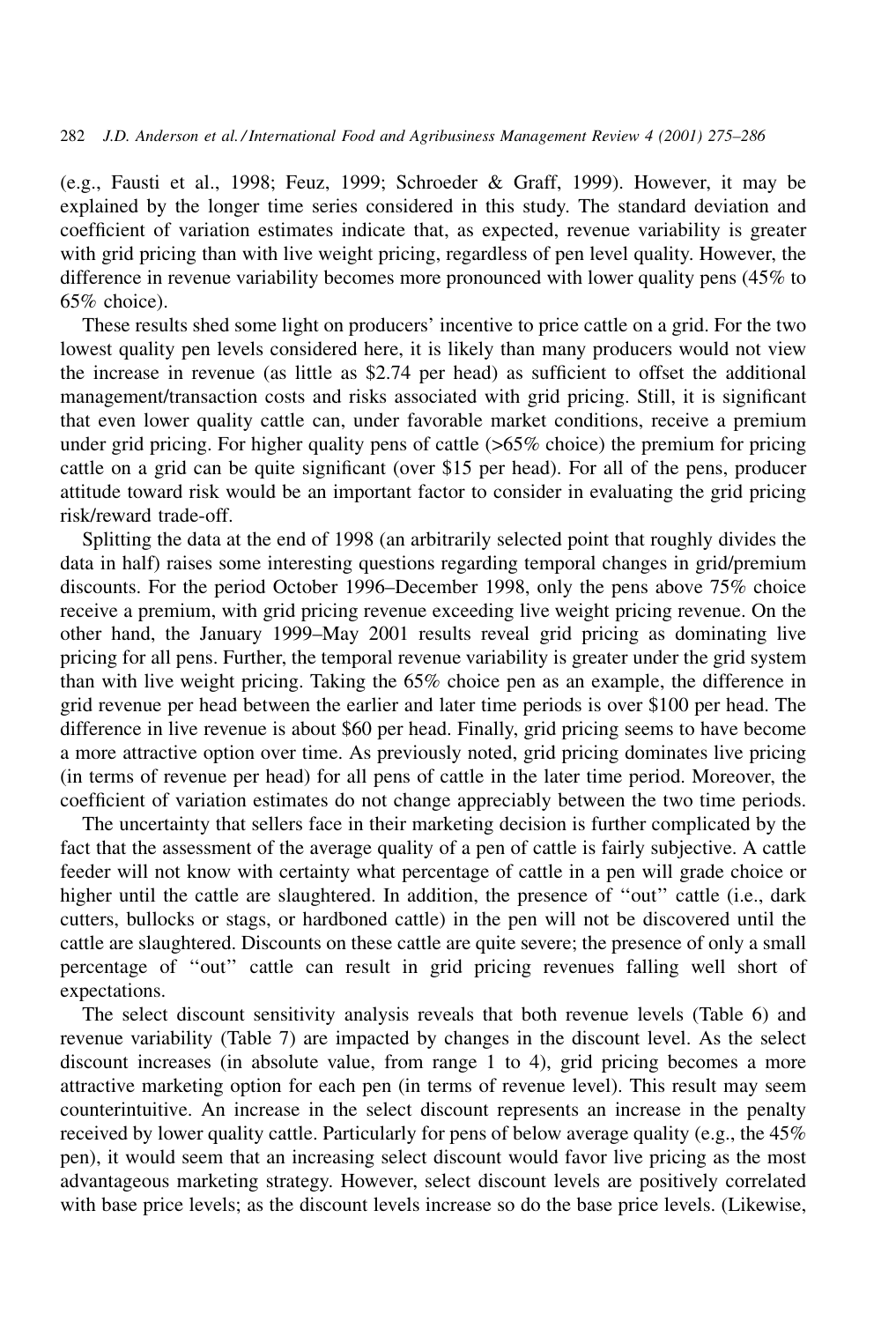(e.g., Fausti et al., 1998; Feuz, 1999; Schroeder & Graff, 1999). However, it may be explained by the longer time series considered in this study. The standard deviation and coefficient of variation estimates indicate that, as expected, revenue variability is greater with grid pricing than with live weight pricing, regardless of pen level quality. However, the difference in revenue variability becomes more pronounced with lower quality pens (45% to 65% choice).

These results shed some light on producers' incentive to price cattle on a grid. For the two lowest quality pen levels considered here, it is likely than many producers would not view the increase in revenue (as little as $2.74 per head) as sufficient to offset the additional management/transaction costs and risks associated with grid pricing. Still, it is significant that even lower quality cattle can, under favorable market conditions, receive a premium under grid pricing. For higher quality pens of cattle (>65% choice) the premium for pricing cattle on a grid can be quite significant (over $15 per head). For all of the pens, producer attitude toward risk would be an important factor to consider in evaluating the grid pricing risk/reward trade-off.

Splitting the data at the end of 1998 (an arbitrarily selected point that roughly divides the data in half) raises some interesting questions regarding temporal changes in grid/premium discounts. For the period October 1996–December 1998, only the pens above 75% choice receive a premium, with grid pricing revenue exceeding live weight pricing revenue. On the other hand, the January 1999–May 2001 results reveal grid pricing as dominating live pricing for all pens. Further, the temporal revenue variability is greater under the grid system than with live weight pricing. Taking the 65% choice pen as an example, the difference in grid revenue per head between the earlier and later time periods is over $100 per head. The difference in live revenue is about $60 per head. Finally, grid pricing seems to have become a more attractive option over time. As previously noted, grid pricing dominates live pricing (in terms of revenue per head) for all pens of cattle in the later time period. Moreover, the coefficient of variation estimates do not change appreciably between the two time periods.

The uncertainty that sellers face in their marketing decision is further complicated by the fact that the assessment of the average quality of a pen of cattle is fairly subjective. A cattle feeder will not know with certainty what percentage of cattle in a pen will grade choice or higher until the cattle are slaughtered. In addition, the presence of "out" cattle (i.e., dark cutters, bullocks or stags, or hardboned cattle) in the pen will not be discovered until the cattle are slaughtered. Discounts on these cattle are quite severe; the presence of only a small percentage of "out" cattle can result in grid pricing revenues falling well short of expectations.

The select discount sensitivity analysis reveals that both revenue levels (Table 6) and revenue variability (Table 7) are impacted by changes in the discount level. As the select discount increases (in absolute value, from range 1 to 4), grid pricing becomes a more attractive marketing option for each pen (in terms of revenue level). This result may seem counterintuitive. An increase in the select discount represents an increase in the penalty received by lower quality cattle. Particularly for pens of below average quality (e.g., the 45% pen), it would seem that an increasing select discount would favor live pricing as the most advantageous marketing strategy. However, select discount levels are positively correlated with base price levels; as the discount levels increase so do the base price levels. (Likewise,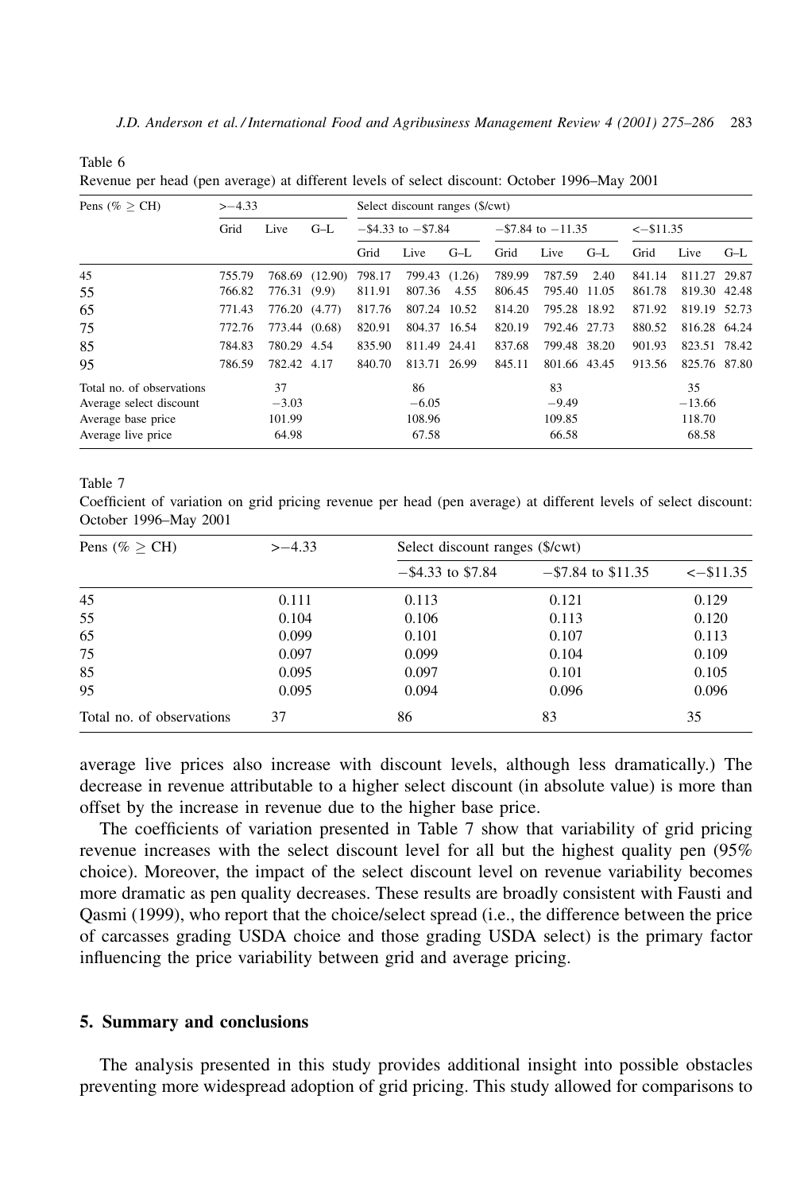Table 6
Revenue per head (pen average) at different levels of select discount: October 1996–May 2001

| Pens (% ≥ CH) | >−4.33 | | | Select discount ranges ($/cwt) | | | | | | | | |
|---|---|---|---|---|---|---|---|---|---|---|---|---|
| | | | | −$4.33 to −$7.84 | | | −$7.84 to −11.35 | | | <−$11.35 | | |
| | Grid | Live | G–L | Grid | Live | G–L | Grid | Live | G–L | Grid | Live | G–L |
| 45 | 755.79 | 768.69 | (12.90) | 798.17 | 799.43 | (1.26) | 789.99 | 787.59 | 2.40 | 841.14 | 811.27 | 29.87 |
| 55 | 766.82 | 776.31 | (9.9) | 811.91 | 807.36 | 4.55 | 806.45 | 795.40 | 11.05 | 861.78 | 819.30 | 42.48 |
| 65 | 771.43 | 776.20 | (4.77) | 817.76 | 807.24 | 10.52 | 814.20 | 795.28 | 18.92 | 871.92 | 819.19 | 52.73 |
| 75 | 772.76 | 773.44 | (0.68) | 820.91 | 804.37 | 16.54 | 820.19 | 792.46 | 27.73 | 880.52 | 816.28 | 64.24 |
| 85 | 784.83 | 780.29 | 4.54 | 835.90 | 811.49 | 24.41 | 837.68 | 799.48 | 38.20 | 901.93 | 823.51 | 78.42 |
| 95 | 786.59 | 782.42 | 4.17 | 840.70 | 813.71 | 26.99 | 845.11 | 801.66 | 43.45 | 913.56 | 825.76 | 87.80 |
| Total no. of observations | | 37 | | | 86 | | | 83 | | | 35 | |
| Average select discount | | −3.03 | | | −6.05 | | | −9.49 | | | −13.66 | |
| Average base price | | 101.99 | | | 108.96 | | | 109.85 | | | 118.70 | |
| Average live price | | 64.98 | | | 67.58 | | | 66.58 | | | 68.58 | |

Table 7
Coefficient of variation on grid pricing revenue per head (pen average) at different levels of select discount: October 1996–May 2001

| Pens (% ≥ CH) | >−4.33 | Select discount ranges ($/cwt) | | |
|---|---|---|---|---|
| | | −$4.33 to $7.84 | −$7.84 to $11.35 | <−$11.35 |
| 45 | 0.111 | 0.113 | 0.121 | 0.129 |
| 55 | 0.104 | 0.106 | 0.113 | 0.120 |
| 65 | 0.099 | 0.101 | 0.107 | 0.113 |
| 75 | 0.097 | 0.099 | 0.104 | 0.109 |
| 85 | 0.095 | 0.097 | 0.101 | 0.105 |
| 95 | 0.095 | 0.094 | 0.096 | 0.096 |
| Total no. of observations | 37 | 86 | 83 | 35 |

average live prices also increase with discount levels, although less dramatically.) The decrease in revenue attributable to a higher select discount (in absolute value) is more than offset by the increase in revenue due to the higher base price.

The coefficients of variation presented in Table 7 show that variability of grid pricing revenue increases with the select discount level for all but the highest quality pen (95% choice). Moreover, the impact of the select discount level on revenue variability becomes more dramatic as pen quality decreases. These results are broadly consistent with Fausti and Qasmi (1999), who report that the choice/select spread (i.e., the difference between the price of carcasses grading USDA choice and those grading USDA select) is the primary factor influencing the price variability between grid and average pricing.

## 5. Summary and conclusions

The analysis presented in this study provides additional insight into possible obstacles preventing more widespread adoption of grid pricing. This study allowed for comparisons to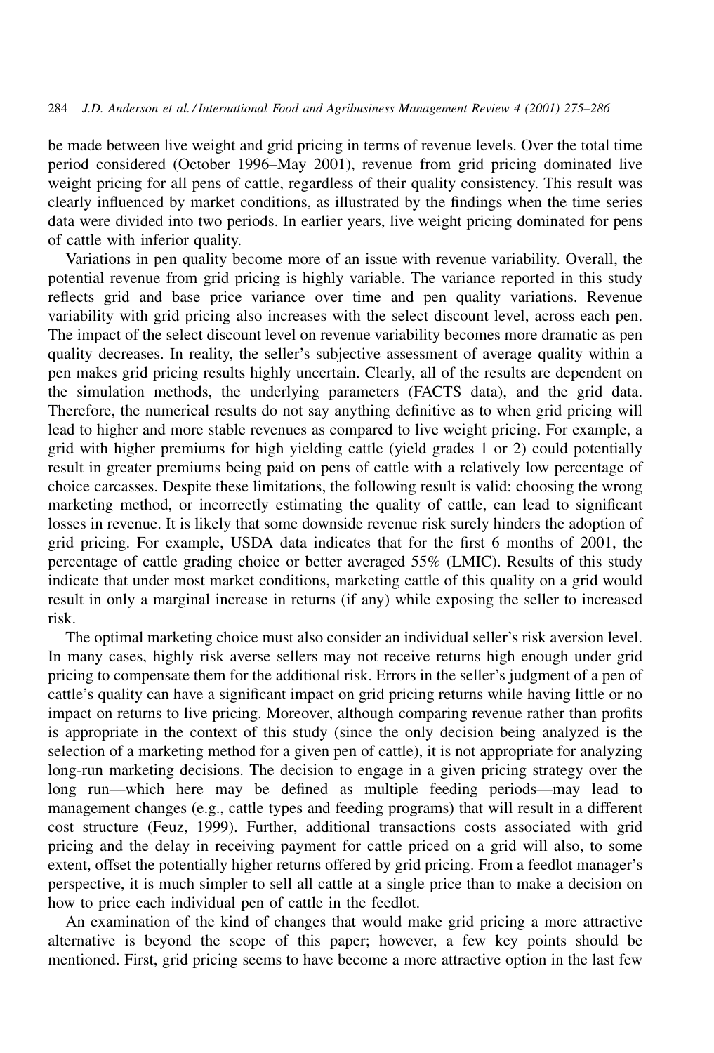be made between live weight and grid pricing in terms of revenue levels. Over the total time period considered (October 1996–May 2001), revenue from grid pricing dominated live weight pricing for all pens of cattle, regardless of their quality consistency. This result was clearly influenced by market conditions, as illustrated by the findings when the time series data were divided into two periods. In earlier years, live weight pricing dominated for pens of cattle with inferior quality.

Variations in pen quality become more of an issue with revenue variability. Overall, the potential revenue from grid pricing is highly variable. The variance reported in this study reflects grid and base price variance over time and pen quality variations. Revenue variability with grid pricing also increases with the select discount level, across each pen. The impact of the select discount level on revenue variability becomes more dramatic as pen quality decreases. In reality, the seller's subjective assessment of average quality within a pen makes grid pricing results highly uncertain. Clearly, all of the results are dependent on the simulation methods, the underlying parameters (FACTS data), and the grid data. Therefore, the numerical results do not say anything definitive as to when grid pricing will lead to higher and more stable revenues as compared to live weight pricing. For example, a grid with higher premiums for high yielding cattle (yield grades 1 or 2) could potentially result in greater premiums being paid on pens of cattle with a relatively low percentage of choice carcasses. Despite these limitations, the following result is valid: choosing the wrong marketing method, or incorrectly estimating the quality of cattle, can lead to significant losses in revenue. It is likely that some downside revenue risk surely hinders the adoption of grid pricing. For example, USDA data indicates that for the first 6 months of 2001, the percentage of cattle grading choice or better averaged 55% (LMIC). Results of this study indicate that under most market conditions, marketing cattle of this quality on a grid would result in only a marginal increase in returns (if any) while exposing the seller to increased risk.

The optimal marketing choice must also consider an individual seller's risk aversion level. In many cases, highly risk averse sellers may not receive returns high enough under grid pricing to compensate them for the additional risk. Errors in the seller's judgment of a pen of cattle's quality can have a significant impact on grid pricing returns while having little or no impact on returns to live pricing. Moreover, although comparing revenue rather than profits is appropriate in the context of this study (since the only decision being analyzed is the selection of a marketing method for a given pen of cattle), it is not appropriate for analyzing long-run marketing decisions. The decision to engage in a given pricing strategy over the long run—which here may be defined as multiple feeding periods—may lead to management changes (e.g., cattle types and feeding programs) that will result in a different cost structure (Feuz, 1999). Further, additional transactions costs associated with grid pricing and the delay in receiving payment for cattle priced on a grid will also, to some extent, offset the potentially higher returns offered by grid pricing. From a feedlot manager's perspective, it is much simpler to sell all cattle at a single price than to make a decision on how to price each individual pen of cattle in the feedlot.

An examination of the kind of changes that would make grid pricing a more attractive alternative is beyond the scope of this paper; however, a few key points should be mentioned. First, grid pricing seems to have become a more attractive option in the last few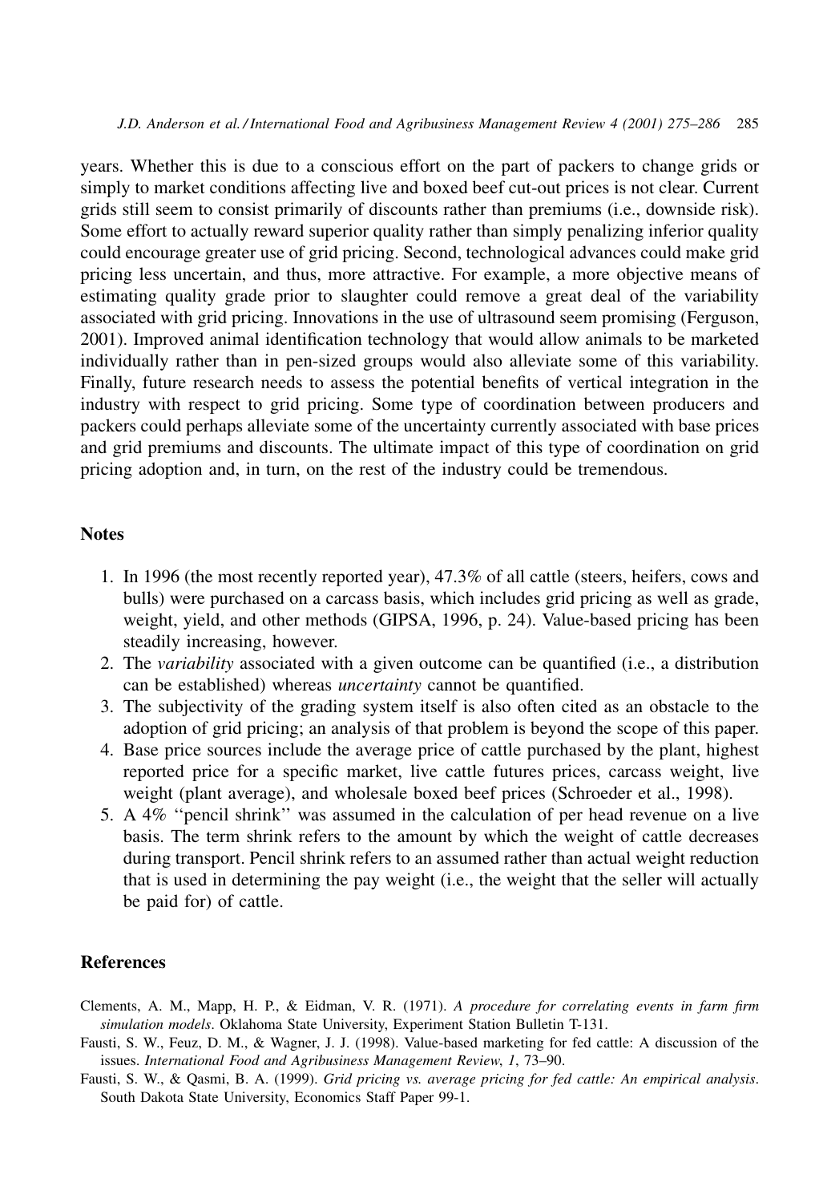years. Whether this is due to a conscious effort on the part of packers to change grids or simply to market conditions affecting live and boxed beef cut-out prices is not clear. Current grids still seem to consist primarily of discounts rather than premiums (i.e., downside risk). Some effort to actually reward superior quality rather than simply penalizing inferior quality could encourage greater use of grid pricing. Second, technological advances could make grid pricing less uncertain, and thus, more attractive. For example, a more objective means of estimating quality grade prior to slaughter could remove a great deal of the variability associated with grid pricing. Innovations in the use of ultrasound seem promising (Ferguson, 2001). Improved animal identification technology that would allow animals to be marketed individually rather than in pen-sized groups would also alleviate some of this variability. Finally, future research needs to assess the potential benefits of vertical integration in the industry with respect to grid pricing. Some type of coordination between producers and packers could perhaps alleviate some of the uncertainty currently associated with base prices and grid premiums and discounts. The ultimate impact of this type of coordination on grid pricing adoption and, in turn, on the rest of the industry could be tremendous.

## Notes

1. In 1996 (the most recently reported year), 47.3% of all cattle (steers, heifers, cows and bulls) were purchased on a carcass basis, which includes grid pricing as well as grade, weight, yield, and other methods (GIPSA, 1996, p. 24). Value-based pricing has been steadily increasing, however.
2. The *variability* associated with a given outcome can be quantified (i.e., a distribution can be established) whereas *uncertainty* cannot be quantified.
3. The subjectivity of the grading system itself is also often cited as an obstacle to the adoption of grid pricing; an analysis of that problem is beyond the scope of this paper.
4. Base price sources include the average price of cattle purchased by the plant, highest reported price for a specific market, live cattle futures prices, carcass weight, live weight (plant average), and wholesale boxed beef prices (Schroeder et al., 1998).
5. A 4% ''pencil shrink'' was assumed in the calculation of per head revenue on a live basis. The term shrink refers to the amount by which the weight of cattle decreases during transport. Pencil shrink refers to an assumed rather than actual weight reduction that is used in determining the pay weight (i.e., the weight that the seller will actually be paid for) of cattle.

## References

Clements, A. M., Mapp, H. P., & Eidman, V. R. (1971). *A procedure for correlating events in farm firm simulation models*. Oklahoma State University, Experiment Station Bulletin T-131.

Fausti, S. W., Feuz, D. M., & Wagner, J. J. (1998). Value-based marketing for fed cattle: A discussion of the issues. *International Food and Agribusiness Management Review*, *1*, 73–90.

Fausti, S. W., & Qasmi, B. A. (1999). *Grid pricing vs. average pricing for fed cattle: An empirical analysis*. South Dakota State University, Economics Staff Paper 99-1.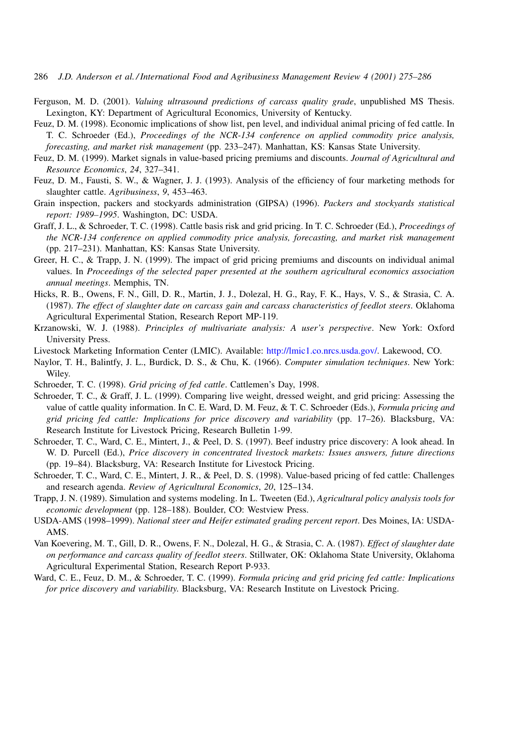Ferguson, M. D. (2001). *Valuing ultrasound predictions of carcass quality grade*, unpublished MS Thesis. Lexington, KY: Department of Agricultural Economics, University of Kentucky.

Feuz, D. M. (1998). Economic implications of show list, pen level, and individual animal pricing of fed cattle. In T. C. Schroeder (Ed.), *Proceedings of the NCR-134 conference on applied commodity price analysis, forecasting, and market risk management* (pp. 233–247). Manhattan, KS: Kansas State University.

Feuz, D. M. (1999). Market signals in value-based pricing premiums and discounts. *Journal of Agricultural and Resource Economics*, *24*, 327–341.

Feuz, D. M., Fausti, S. W., & Wagner, J. J. (1993). Analysis of the efficiency of four marketing methods for slaughter cattle. *Agribusiness*, *9*, 453–463.

Grain inspection, packers and stockyards administration (GIPSA) (1996). *Packers and stockyards statistical report: 1989–1995*. Washington, DC: USDA.

Graff, J. L., & Schroeder, T. C. (1998). Cattle basis risk and grid pricing. In T. C. Schroeder (Ed.), *Proceedings of the NCR-134 conference on applied commodity price analysis, forecasting, and market risk management* (pp. 217–231). Manhattan, KS: Kansas State University.

Greer, H. C., & Trapp, J. N. (1999). The impact of grid pricing premiums and discounts on individual animal values. In *Proceedings of the selected paper presented at the southern agricultural economics association annual meetings*. Memphis, TN.

Hicks, R. B., Owens, F. N., Gill, D. R., Martin, J. J., Dolezal, H. G., Ray, F. K., Hays, V. S., & Strasia, C. A. (1987). *The effect of slaughter date on carcass gain and carcass characteristics of feedlot steers*. Oklahoma Agricultural Experimental Station, Research Report MP-119.

Krzanowski, W. J. (1988). *Principles of multivariate analysis: A user's perspective*. New York: Oxford University Press.

Livestock Marketing Information Center (LMIC). Available: http://lmic1.co.nrcs.usda.gov/. Lakewood, CO.

Naylor, T. H., Balintfy, J. L., Burdick, D. S., & Chu, K. (1966). *Computer simulation techniques*. New York: Wiley.

Schroeder, T. C. (1998). *Grid pricing of fed cattle*. Cattlemen's Day, 1998.

Schroeder, T. C., & Graff, J. L. (1999). Comparing live weight, dressed weight, and grid pricing: Assessing the value of cattle quality information. In C. E. Ward, D. M. Feuz, & T. C. Schroeder (Eds.), *Formula pricing and grid pricing fed cattle: Implications for price discovery and variability* (pp. 17–26). Blacksburg, VA: Research Institute for Livestock Pricing, Research Bulletin 1-99.

Schroeder, T. C., Ward, C. E., Mintert, J., & Peel, D. S. (1997). Beef industry price discovery: A look ahead. In W. D. Purcell (Ed.), *Price discovery in concentrated livestock markets: Issues answers, future directions* (pp. 19–84). Blacksburg, VA: Research Institute for Livestock Pricing.

Schroeder, T. C., Ward, C. E., Mintert, J. R., & Peel, D. S. (1998). Value-based pricing of fed cattle: Challenges and research agenda. *Review of Agricultural Economics*, *20*, 125–134.

Trapp, J. N. (1989). Simulation and systems modeling. In L. Tweeten (Ed.), *Agricultural policy analysis tools for economic development* (pp. 128–188). Boulder, CO: Westview Press.

USDA-AMS (1998–1999). *National steer and Heifer estimated grading percent report*. Des Moines, IA: USDA-AMS.

Van Koevering, M. T., Gill, D. R., Owens, F. N., Dolezal, H. G., & Strasia, C. A. (1987). *Effect of slaughter date on performance and carcass quality of feedlot steers*. Stillwater, OK: Oklahoma State University, Oklahoma Agricultural Experimental Station, Research Report P-933.

Ward, C. E., Feuz, D. M., & Schroeder, T. C. (1999). *Formula pricing and grid pricing fed cattle: Implications for price discovery and variability.* Blacksburg, VA: Research Institute on Livestock Pricing.